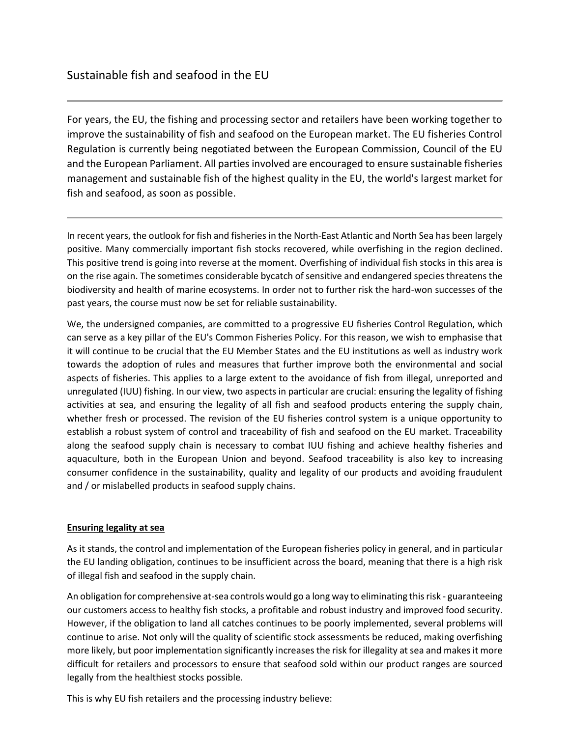# Sustainable fish and seafood in the EU

---

For years, the EU, the fishing and processing sector and retailers have been working together to improve the sustainability of fish and seafood on the European market. The EU fisheries Control Regulation is currently being negotiated between the European Commission, Council of the EU and the European Parliament. All parties involved are encouraged to ensure sustainable fisheries management and sustainable fish of the highest quality in the EU, the world's largest market for fish and seafood, as soon as possible.

---

In recent years, the outlook for fish and fisheries in the North-East Atlantic and North Sea has been largely positive. Many commercially important fish stocks recovered, while overfishing in the region declined. This positive trend is going into reverse at the moment. Overfishing of individual fish stocks in this area is on the rise again. The sometimes considerable bycatch of sensitive and endangered species threatens the biodiversity and health of marine ecosystems. In order not to further risk the hard-won successes of the past years, the course must now be set for reliable sustainability.

We, the undersigned companies, are committed to a progressive EU fisheries Control Regulation, which can serve as a key pillar of the EU's Common Fisheries Policy. For this reason, we wish to emphasise that it will continue to be crucial that the EU Member States and the EU institutions as well as industry work towards the adoption of rules and measures that further improve both the environmental and social aspects of fisheries. This applies to a large extent to the avoidance of fish from illegal, unreported and unregulated (IUU) fishing. In our view, two aspects in particular are crucial: ensuring the legality of fishing activities at sea, and ensuring the legality of all fish and seafood products entering the supply chain, whether fresh or processed. The revision of the EU fisheries control system is a unique opportunity to establish a robust system of control and traceability of fish and seafood on the EU market. Traceability along the seafood supply chain is necessary to combat IUU fishing and achieve healthy fisheries and aquaculture, both in the European Union and beyond. Seafood traceability is also key to increasing consumer confidence in the sustainability, quality and legality of our products and avoiding fraudulent and / or mislabelled products in seafood supply chains.

## Ensuring legality at sea

As it stands, the control and implementation of the European fisheries policy in general, and in particular the EU landing obligation, continues to be insufficient across the board, meaning that there is a high risk of illegal fish and seafood in the supply chain.

An obligation for comprehensive at-sea controls would go a long way to eliminating this risk - guaranteeing our customers access to healthy fish stocks, a profitable and robust industry and improved food security. However, if the obligation to land all catches continues to be poorly implemented, several problems will continue to arise. Not only will the quality of scientific stock assessments be reduced, making overfishing more likely, but poor implementation significantly increases the risk for illegality at sea and makes it more difficult for retailers and processors to ensure that seafood sold within our product ranges are sourced legally from the healthiest stocks possible.

This is why EU fish retailers and the processing industry believe: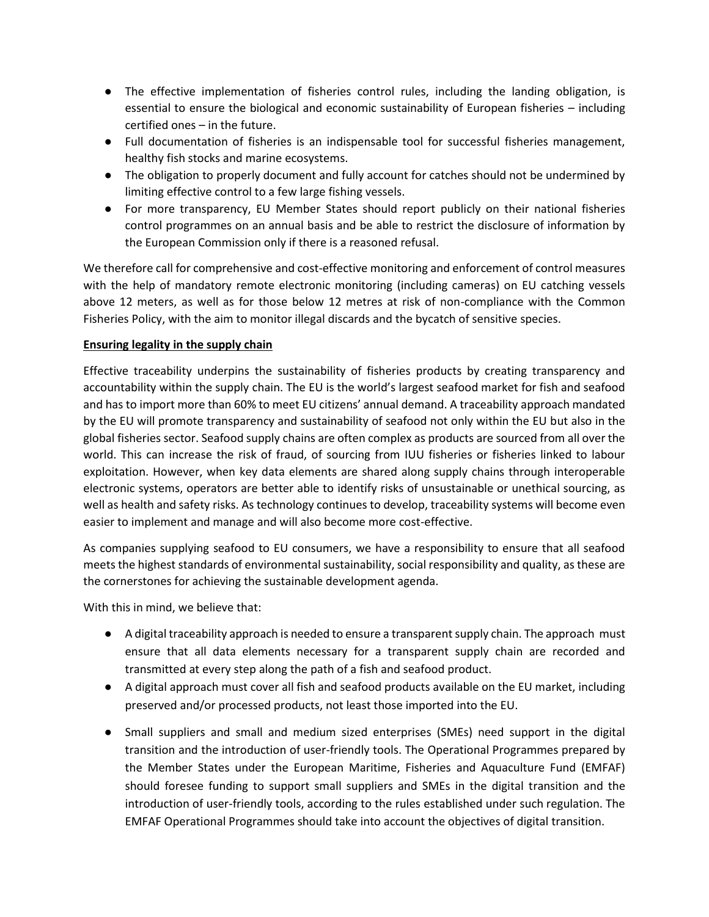- The effective implementation of fisheries control rules, including the landing obligation, is essential to ensure the biological and economic sustainability of European fisheries – including certified ones – in the future.
- Full documentation of fisheries is an indispensable tool for successful fisheries management, healthy fish stocks and marine ecosystems.
- The obligation to properly document and fully account for catches should not be undermined by limiting effective control to a few large fishing vessels.
- For more transparency, EU Member States should report publicly on their national fisheries control programmes on an annual basis and be able to restrict the disclosure of information by the European Commission only if there is a reasoned refusal.

We therefore call for comprehensive and cost-effective monitoring and enforcement of control measures with the help of mandatory remote electronic monitoring (including cameras) on EU catching vessels above 12 meters, as well as for those below 12 metres at risk of non-compliance with the Common Fisheries Policy, with the aim to monitor illegal discards and the bycatch of sensitive species.

**Ensuring legality in the supply chain**

Effective traceability underpins the sustainability of fisheries products by creating transparency and accountability within the supply chain. The EU is the world's largest seafood market for fish and seafood and has to import more than 60% to meet EU citizens' annual demand. A traceability approach mandated by the EU will promote transparency and sustainability of seafood not only within the EU but also in the global fisheries sector. Seafood supply chains are often complex as products are sourced from all over the world. This can increase the risk of fraud, of sourcing from IUU fisheries or fisheries linked to labour exploitation. However, when key data elements are shared along supply chains through interoperable electronic systems, operators are better able to identify risks of unsustainable or unethical sourcing, as well as health and safety risks. As technology continues to develop, traceability systems will become even easier to implement and manage and will also become more cost-effective.

As companies supplying seafood to EU consumers, we have a responsibility to ensure that all seafood meets the highest standards of environmental sustainability, social responsibility and quality, as these are the cornerstones for achieving the sustainable development agenda.

With this in mind, we believe that:

- A digital traceability approach is needed to ensure a transparent supply chain. The approach must ensure that all data elements necessary for a transparent supply chain are recorded and transmitted at every step along the path of a fish and seafood product.
- A digital approach must cover all fish and seafood products available on the EU market, including preserved and/or processed products, not least those imported into the EU.
- Small suppliers and small and medium sized enterprises (SMEs) need support in the digital transition and the introduction of user-friendly tools. The Operational Programmes prepared by the Member States under the European Maritime, Fisheries and Aquaculture Fund (EMFAF) should foresee funding to support small suppliers and SMEs in the digital transition and the introduction of user-friendly tools, according to the rules established under such regulation. The EMFAF Operational Programmes should take into account the objectives of digital transition.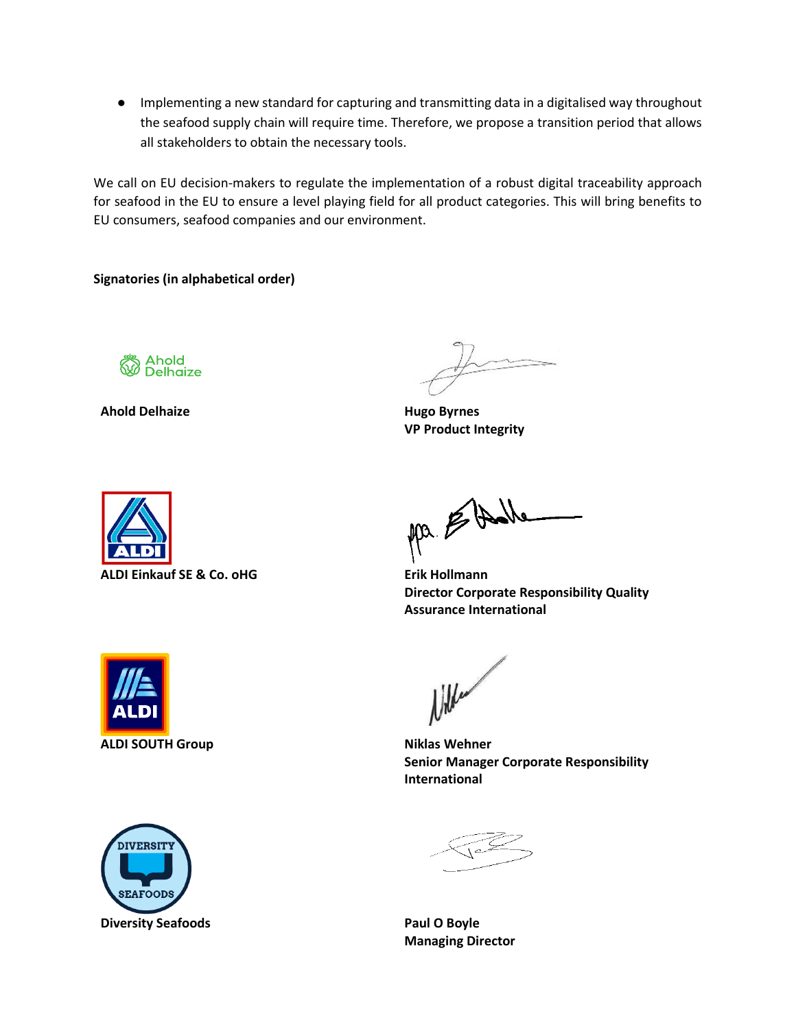- Implementing a new standard for capturing and transmitting data in a digitalised way throughout the seafood supply chain will require time. Therefore, we propose a transition period that allows all stakeholders to obtain the necessary tools.

We call on EU decision-makers to regulate the implementation of a robust digital traceability approach for seafood in the EU to ensure a level playing field for all product categories. This will bring benefits to EU consumers, seafood companies and our environment.

**Signatories (in alphabetical order)**

| | |
|---|---|
| **Ahold Delhaize** | **Hugo Byrnes**<br>**VP Product Integrity** |
| **ALDI Einkauf SE & Co. oHG** | **Erik Hollmann**<br>**Director Corporate Responsibility Quality Assurance International** |
| **ALDI SOUTH Group** | **Niklas Wehner**<br>**Senior Manager Corporate Responsibility International** |
| **Diversity Seafoods** | **Paul O Boyle**<br>**Managing Director** |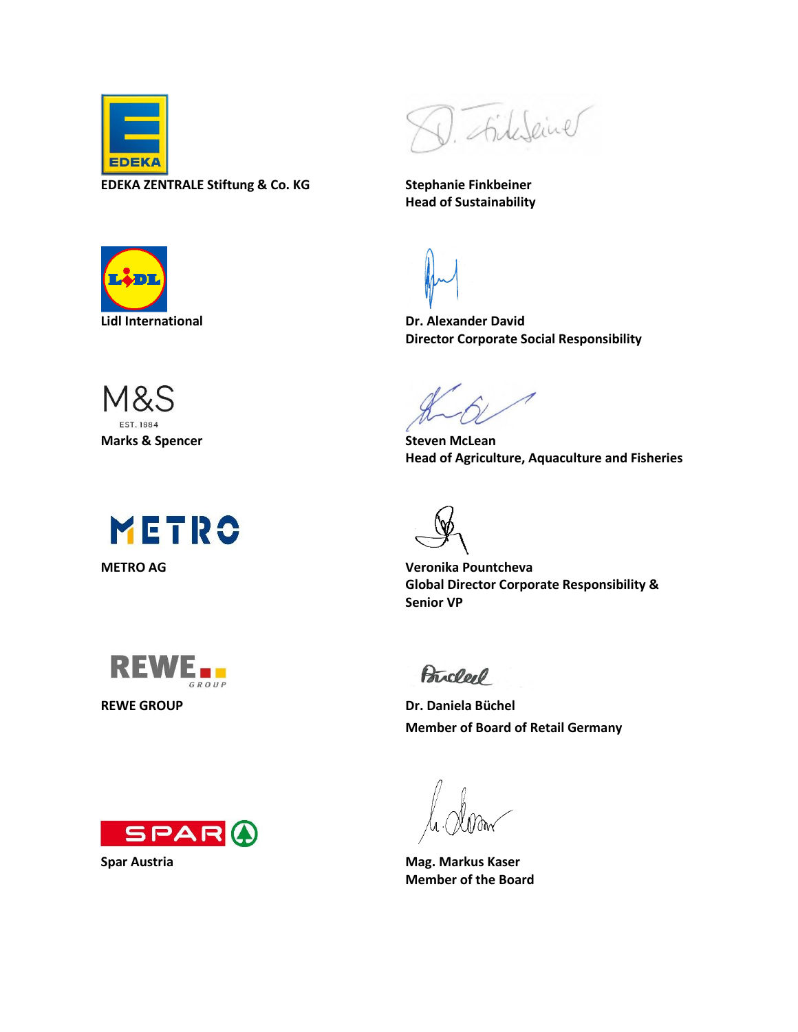**EDEKA ZENTRALE Stiftung & Co. KG**

**Stephanie Finkbeiner**
**Head of Sustainability**

**Lidl International**

**Dr. Alexander David**
**Director Corporate Social Responsibility**

**Marks & Spencer**

**Steven McLean**
**Head of Agriculture, Aquaculture and Fisheries**

**METRO AG**

**Veronika Pountcheva**
**Global Director Corporate Responsibility & Senior VP**

**REWE GROUP**

**Dr. Daniela Büchel**
**Member of Board of Retail Germany**

**Spar Austria**

**Mag. Markus Kaser**
**Member of the Board**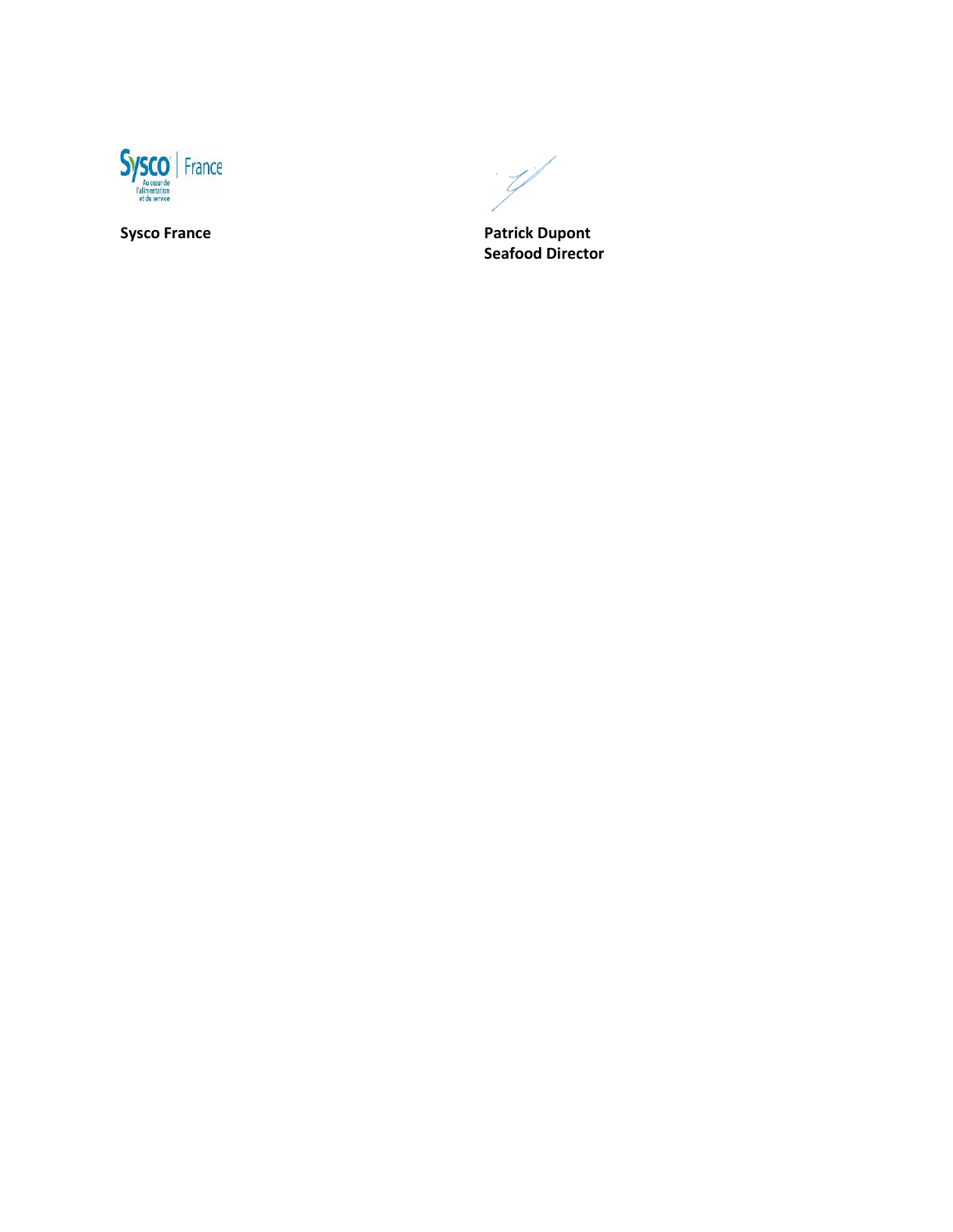**Sysco France**

**Patrick Dupont**
**Seafood Director**